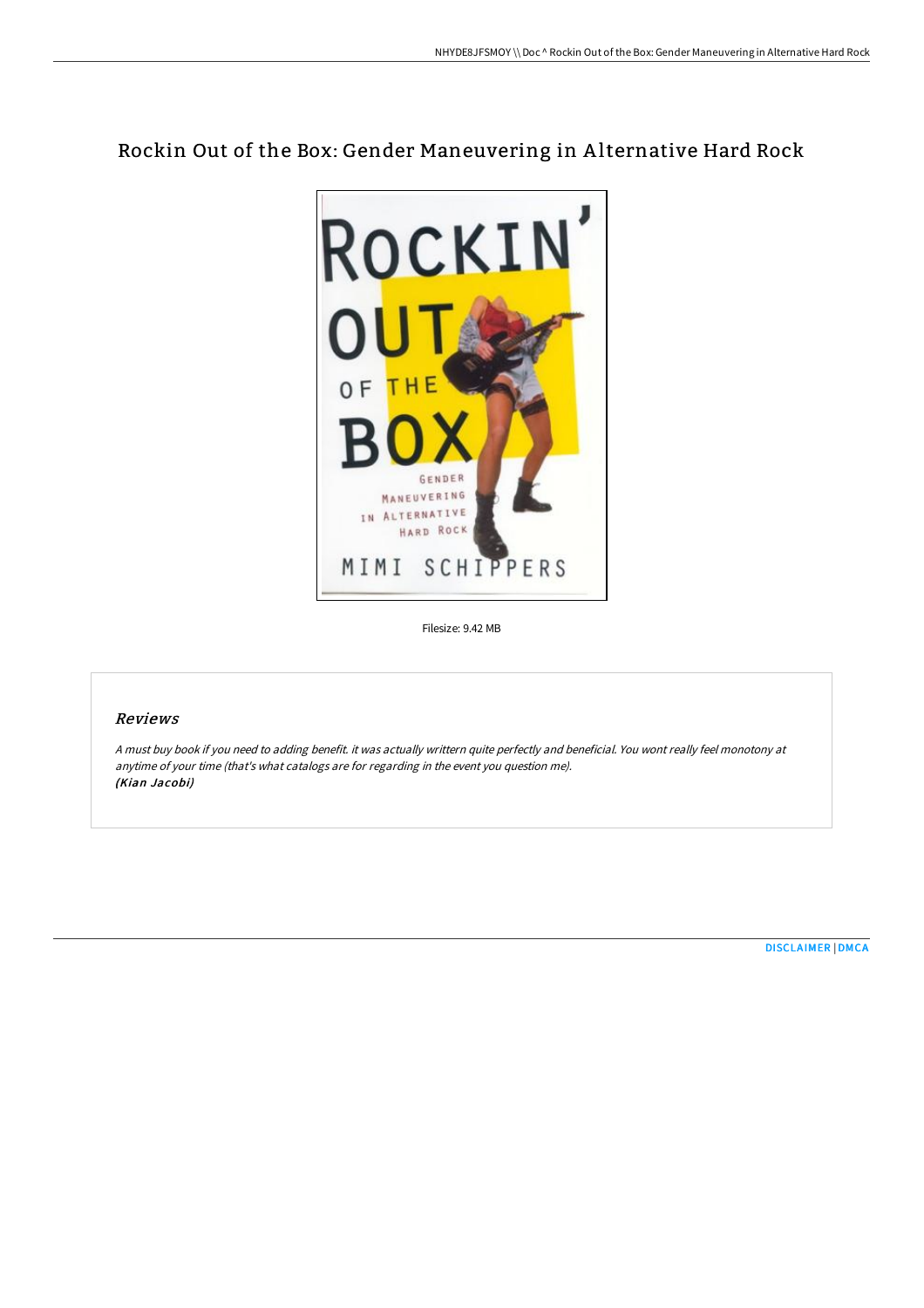# Rockin Out of the Box: Gender Maneuvering in Alternative Hard Rock

Filesize: 9.42 MB

## Reviews

*A must buy book if you need to adding benefit. it was actually writtern quite perfectly and beneficial. You wont really feel monotony at anytime of your time (that's what catalogs are for regarding in the event you question me).*
***(Kian Jacobi)***

DISCLAIMER | DMCA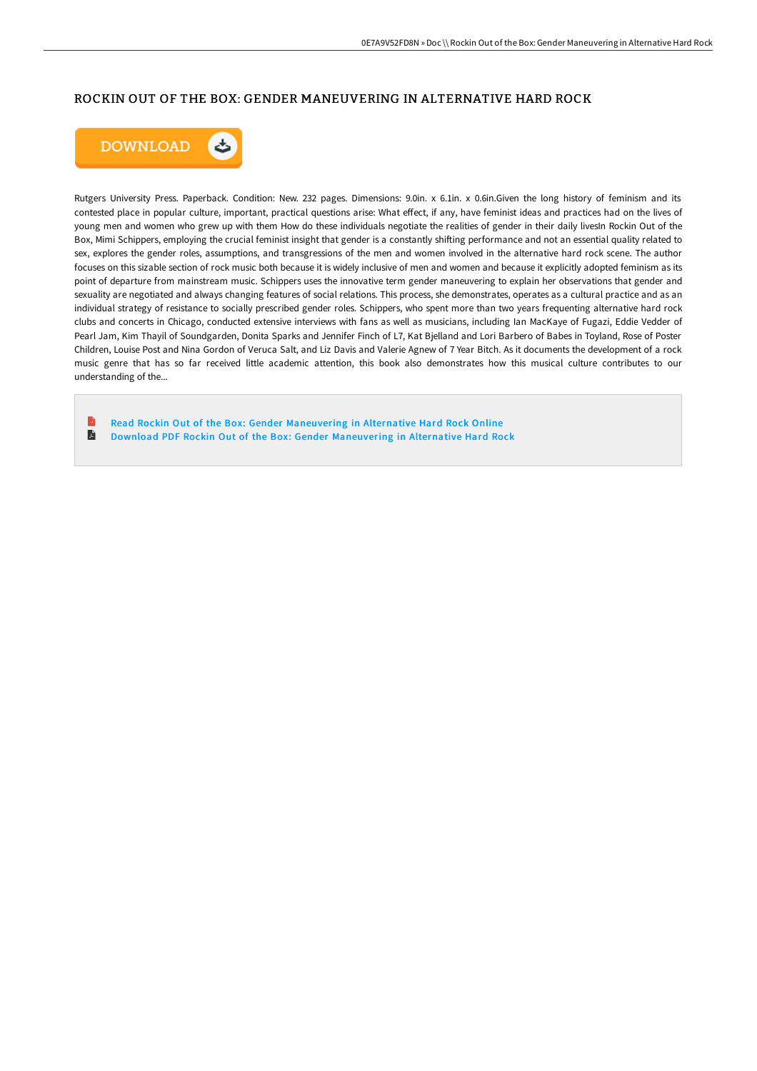# ROCKIN OUT OF THE BOX: GENDER MANEUVERING IN ALTERNATIVE HARD ROCK

DOWNLOAD

Rutgers University Press. Paperback. Condition: New. 232 pages. Dimensions: 9.0in. x 6.1in. x 0.6in.Given the long history of feminism and its contested place in popular culture, important, practical questions arise: What effect, if any, have feminist ideas and practices had on the lives of young men and women who grew up with them How do these individuals negotiate the realities of gender in their daily livesIn Rockin Out of the Box, Mimi Schippers, employing the crucial feminist insight that gender is a constantly shifting performance and not an essential quality related to sex, explores the gender roles, assumptions, and transgressions of the men and women involved in the alternative hard rock scene. The author focuses on this sizable section of rock music both because it is widely inclusive of men and women and because it explicitly adopted feminism as its point of departure from mainstream music. Schippers uses the innovative term gender maneuvering to explain her observations that gender and sexuality are negotiated and always changing features of social relations. This process, she demonstrates, operates as a cultural practice and as an individual strategy of resistance to socially prescribed gender roles. Schippers, who spent more than two years frequenting alternative hard rock clubs and concerts in Chicago, conducted extensive interviews with fans as well as musicians, including Ian MacKaye of Fugazi, Eddie Vedder of Pearl Jam, Kim Thayil of Soundgarden, Donita Sparks and Jennifer Finch of L7, Kat Bjelland and Lori Barbero of Babes in Toyland, Rose of Poster Children, Louise Post and Nina Gordon of Veruca Salt, and Liz Davis and Valerie Agnew of 7 Year Bitch. As it documents the development of a rock music genre that has so far received little academic attention, this book also demonstrates how this musical culture contributes to our understanding of the...

- Read Rockin Out of the Box: Gender Maneuvering in Alternative Hard Rock Online
- Download PDF Rockin Out of the Box: Gender Maneuvering in Alternative Hard Rock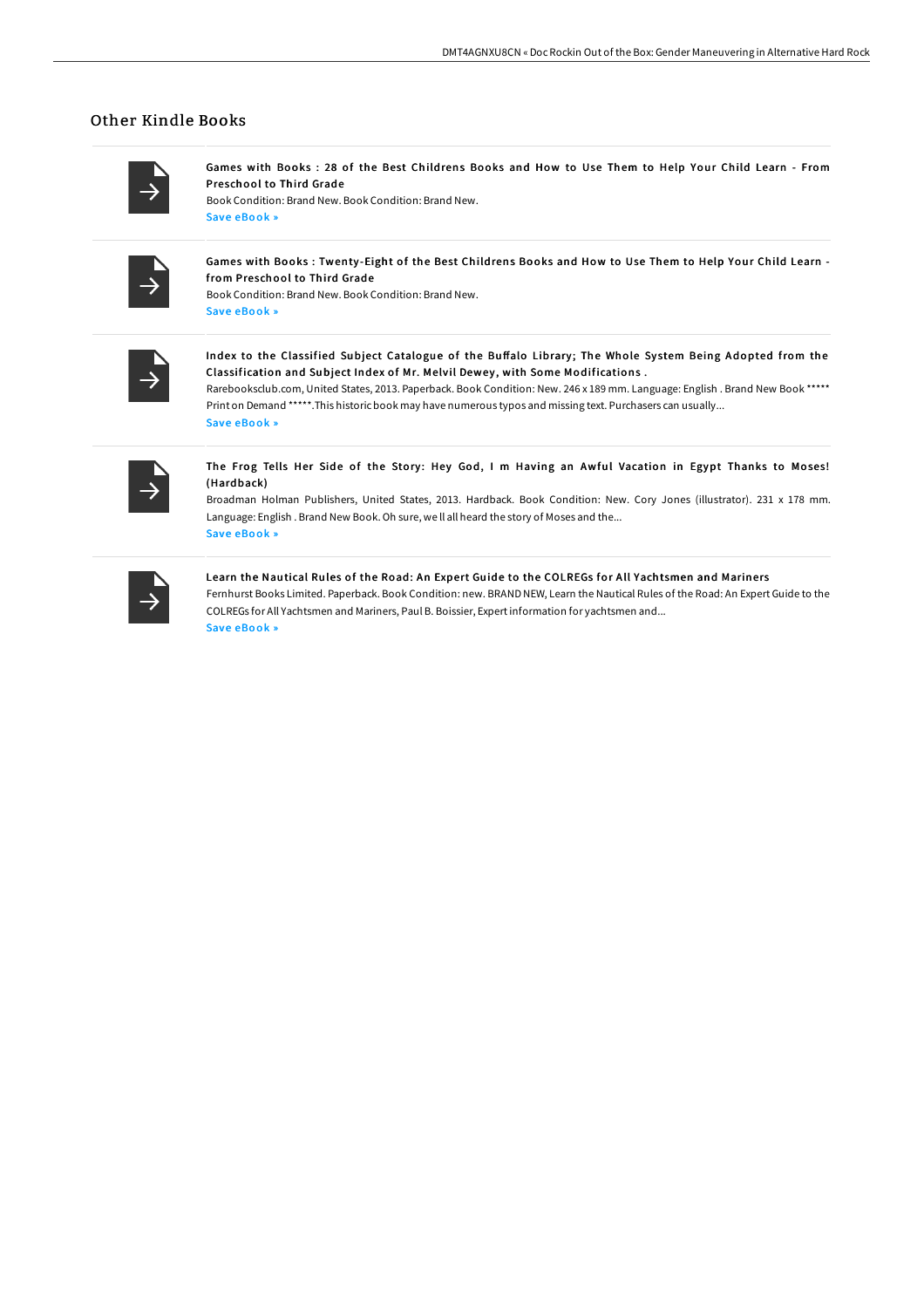## Other Kindle Books

**Games with Books : 28 of the Best Childrens Books and How to Use Them to Help Your Child Learn - From Preschool to Third Grade**

Book Condition: Brand New. Book Condition: Brand New.

Save eBook »

**Games with Books : Twenty-Eight of the Best Childrens Books and How to Use Them to Help Your Child Learn - from Preschool to Third Grade**

Book Condition: Brand New. Book Condition: Brand New.

Save eBook »

**Index to the Classified Subject Catalogue of the Buffalo Library; The Whole System Being Adopted from the Classification and Subject Index of Mr. Melvil Dewey, with Some Modifications .**

Rarebooksclub.com, United States, 2013. Paperback. Book Condition: New. 246 x 189 mm. Language: English . Brand New Book ***** Print on Demand *****.This historic book may have numerous typos and missing text. Purchasers can usually...

Save eBook »

**The Frog Tells Her Side of the Story: Hey God, I m Having an Awful Vacation in Egypt Thanks to Moses! (Hardback)**

Broadman Holman Publishers, United States, 2013. Hardback. Book Condition: New. Cory Jones (illustrator). 231 x 178 mm. Language: English . Brand New Book. Oh sure, we ll all heard the story of Moses and the...

Save eBook »

**Learn the Nautical Rules of the Road: An Expert Guide to the COLREGs for All Yachtsmen and Mariners**

Fernhurst Books Limited. Paperback. Book Condition: new. BRAND NEW, Learn the Nautical Rules of the Road: An Expert Guide to the COLREGs for All Yachtsmen and Mariners, Paul B. Boissier, Expert information for yachtsmen and...

Save eBook »